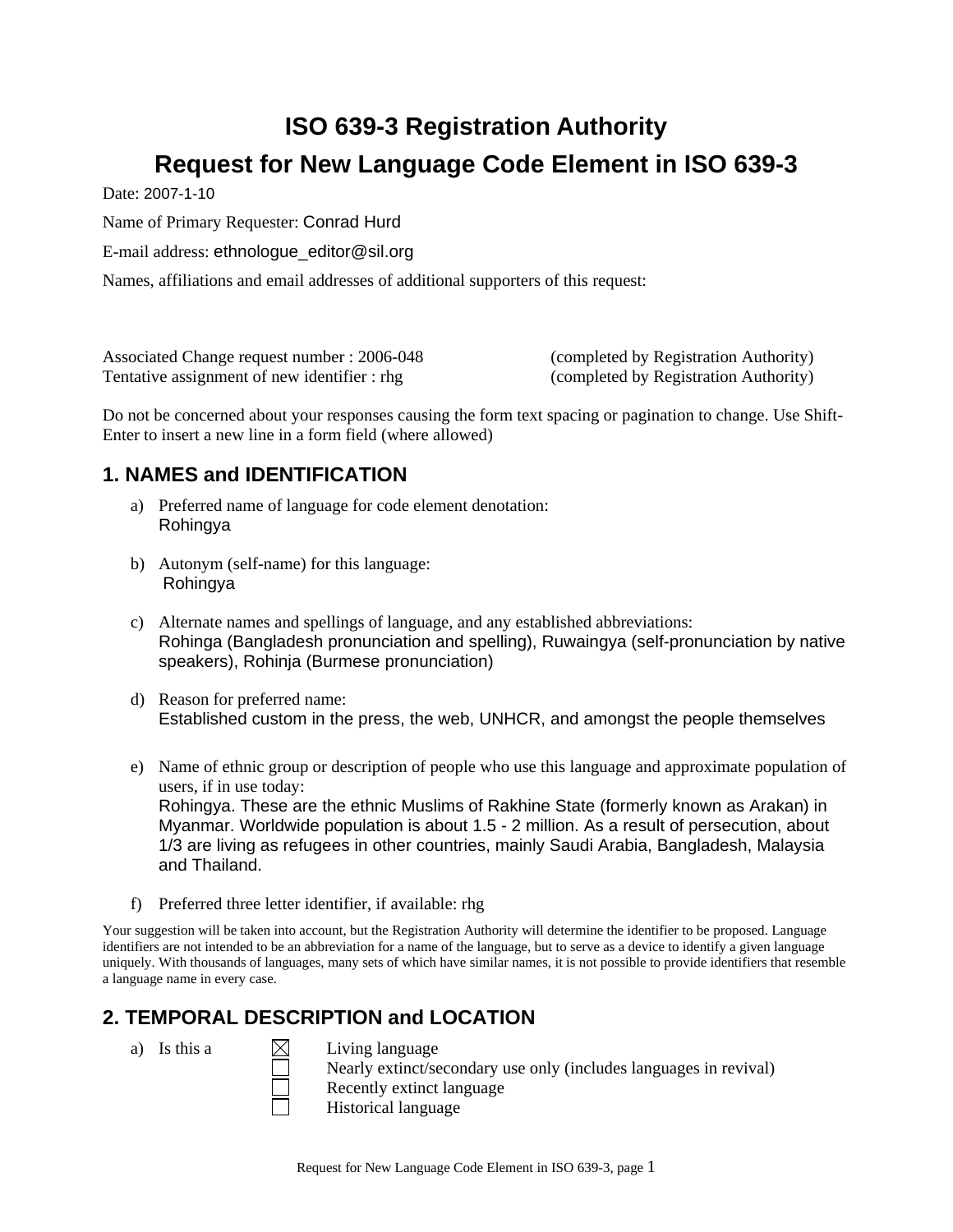# ISO 639-3 Registration Authority

# Request for New Language Code Element in ISO 639-3

Date: 2007-1-10

Name of Primary Requester: Conrad Hurd

E-mail address: ethnologue_editor@sil.org

Names, affiliations and email addresses of additional supporters of this request:

Associated Change request number : 2006-048 (completed by Registration Authority)
Tentative assignment of new identifier : rhg (completed by Registration Authority)

Do not be concerned about your responses causing the form text spacing or pagination to change. Use Shift-Enter to insert a new line in a form field (where allowed)

## 1. NAMES and IDENTIFICATION

a) Preferred name of language for code element denotation:
Rohingya

b) Autonym (self-name) for this language:
Rohingya

c) Alternate names and spellings of language, and any established abbreviations:
Rohinga (Bangladesh pronunciation and spelling), Ruwaingya (self-pronunciation by native speakers), Rohinja (Burmese pronunciation)

d) Reason for preferred name:
Established custom in the press, the web, UNHCR, and amongst the people themselves

e) Name of ethnic group or description of people who use this language and approximate population of users, if in use today:
Rohingya. These are the ethnic Muslims of Rakhine State (formerly known as Arakan) in Myanmar. Worldwide population is about 1.5 - 2 million. As a result of persecution, about 1/3 are living as refugees in other countries, mainly Saudi Arabia, Bangladesh, Malaysia and Thailand.

f) Preferred three letter identifier, if available: rhg

Your suggestion will be taken into account, but the Registration Authority will determine the identifier to be proposed. Language identifiers are not intended to be an abbreviation for a name of the language, but to serve as a device to identify a given language uniquely. With thousands of languages, many sets of which have similar names, it is not possible to provide identifiers that resemble a language name in every case.

## 2. TEMPORAL DESCRIPTION and LOCATION

a) Is this a

- [x] Living language
- [ ] Nearly extinct/secondary use only (includes languages in revival)
- [ ] Recently extinct language
- [ ] Historical language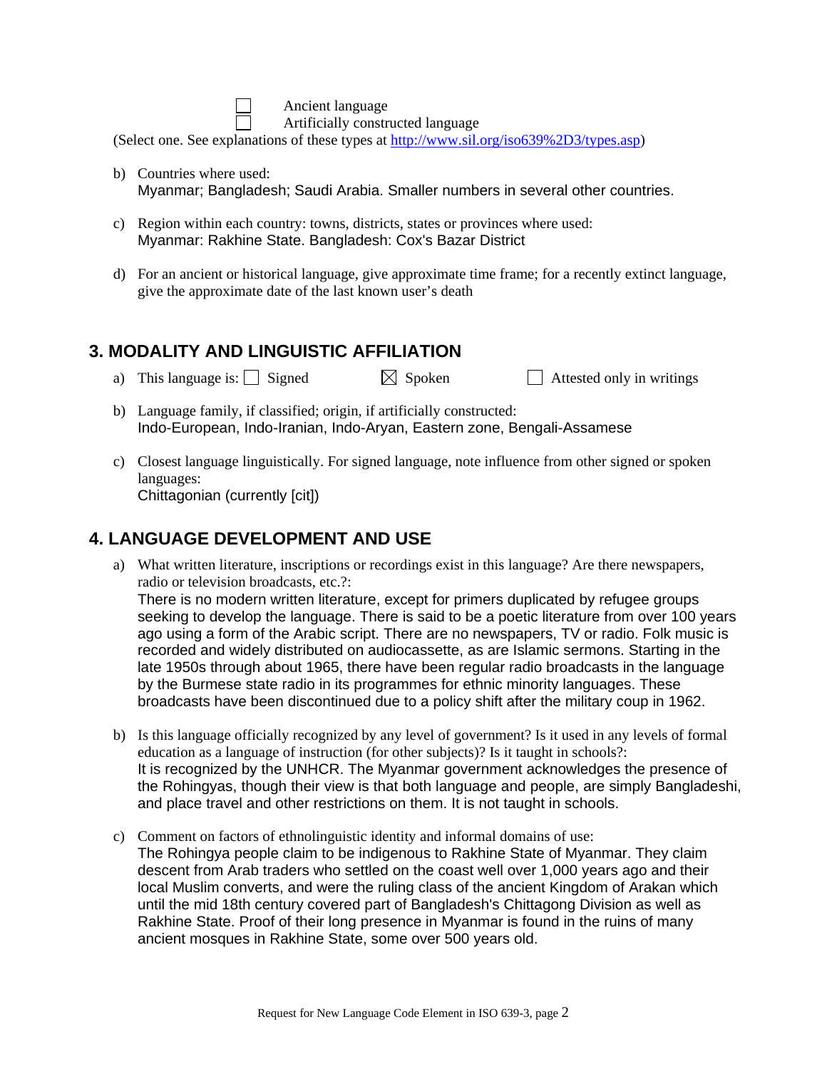☐ Ancient language
☐ Artificially constructed language

(Select one. See explanations of these types at http://www.sil.org/iso639%2D3/types.asp)

b) Countries where used:
Myanmar; Bangladesh; Saudi Arabia. Smaller numbers in several other countries.

c) Region within each country: towns, districts, states or provinces where used:
Myanmar: Rakhine State. Bangladesh: Cox's Bazar District

d) For an ancient or historical language, give approximate time frame; for a recently extinct language, give the approximate date of the last known user's death

## 3. MODALITY AND LINGUISTIC AFFILIATION

a) This language is: ☐ Signed ☒ Spoken ☐ Attested only in writings

b) Language family, if classified; origin, if artificially constructed:
Indo-European, Indo-Iranian, Indo-Aryan, Eastern zone, Bengali-Assamese

c) Closest language linguistically. For signed language, note influence from other signed or spoken languages:
Chittagonian (currently [cit])

## 4. LANGUAGE DEVELOPMENT AND USE

a) What written literature, inscriptions or recordings exist in this language? Are there newspapers, radio or television broadcasts, etc.?:
There is no modern written literature, except for primers duplicated by refugee groups seeking to develop the language. There is said to be a poetic literature from over 100 years ago using a form of the Arabic script. There are no newspapers, TV or radio. Folk music is recorded and widely distributed on audiocassette, as are Islamic sermons. Starting in the late 1950s through about 1965, there have been regular radio broadcasts in the language by the Burmese state radio in its programmes for ethnic minority languages. These broadcasts have been discontinued due to a policy shift after the military coup in 1962.

b) Is this language officially recognized by any level of government? Is it used in any levels of formal education as a language of instruction (for other subjects)? Is it taught in schools?:
It is recognized by the UNHCR. The Myanmar government acknowledges the presence of the Rohingyas, though their view is that both language and people, are simply Bangladeshi, and place travel and other restrictions on them. It is not taught in schools.

c) Comment on factors of ethnolinguistic identity and informal domains of use:
The Rohingya people claim to be indigenous to Rakhine State of Myanmar. They claim descent from Arab traders who settled on the coast well over 1,000 years ago and their local Muslim converts, and were the ruling class of the ancient Kingdom of Arakan which until the mid 18th century covered part of Bangladesh's Chittagong Division as well as Rakhine State. Proof of their long presence in Myanmar is found in the ruins of many ancient mosques in Rakhine State, some over 500 years old.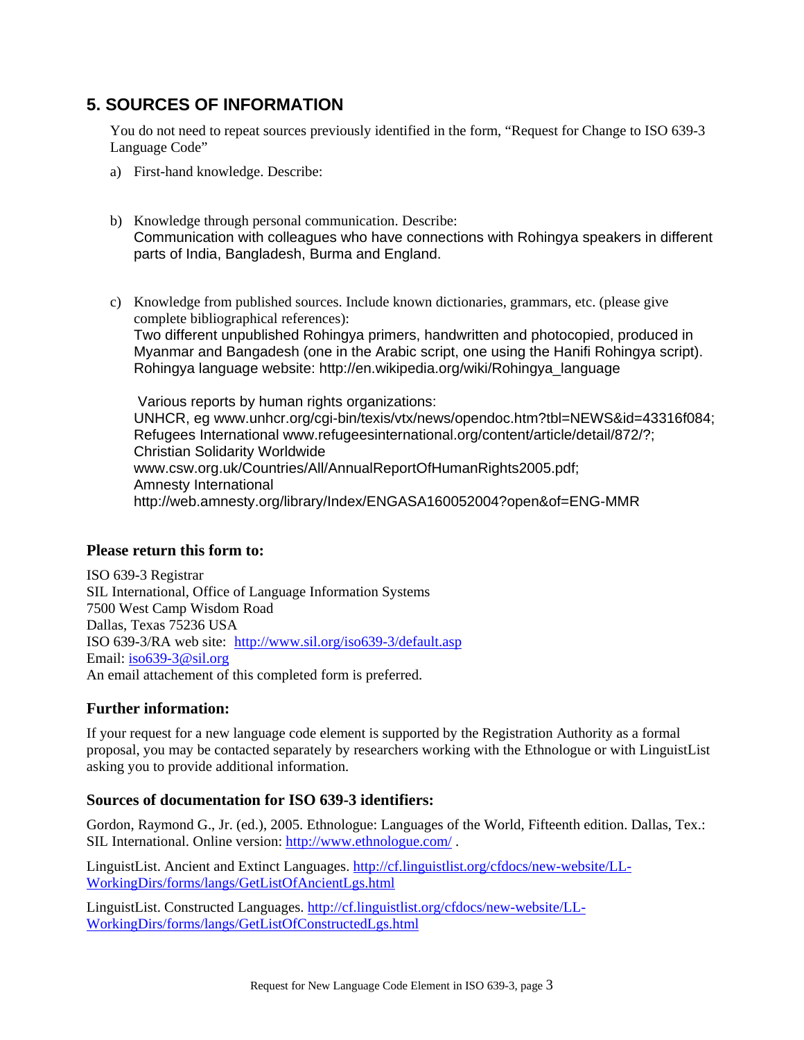## 5. SOURCES OF INFORMATION

You do not need to repeat sources previously identified in the form, "Request for Change to ISO 639-3 Language Code"

a) First-hand knowledge. Describe:

b) Knowledge through personal communication. Describe:
Communication with colleagues who have connections with Rohingya speakers in different parts of India, Bangladesh, Burma and England.

c) Knowledge from published sources. Include known dictionaries, grammars, etc. (please give complete bibliographical references):
Two different unpublished Rohingya primers, handwritten and photocopied, produced in Myanmar and Bangadesh (one in the Arabic script, one using the Hanifi Rohingya script).
Rohingya language website: http://en.wikipedia.org/wiki/Rohingya_language

Various reports by human rights organizations:
UNHCR, eg www.unhcr.org/cgi-bin/texis/vtx/news/opendoc.htm?tbl=NEWS&id=43316f084;
Refugees International www.refugeesinternational.org/content/article/detail/872/?;
Christian Solidarity Worldwide
www.csw.org.uk/Countries/All/AnnualReportOfHumanRights2005.pdf;
Amnesty International
http://web.amnesty.org/library/Index/ENGASA160052004?open&of=ENG-MMR

### Please return this form to:

ISO 639-3 Registrar
SIL International, Office of Language Information Systems
7500 West Camp Wisdom Road
Dallas, Texas 75236 USA
ISO 639-3/RA web site: http://www.sil.org/iso639-3/default.asp
Email: iso639-3@sil.org
An email attachement of this completed form is preferred.

### Further information:

If your request for a new language code element is supported by the Registration Authority as a formal proposal, you may be contacted separately by researchers working with the Ethnologue or with LinguistList asking you to provide additional information.

### Sources of documentation for ISO 639-3 identifiers:

Gordon, Raymond G., Jr. (ed.), 2005. Ethnologue: Languages of the World, Fifteenth edition. Dallas, Tex.: SIL International. Online version: http://www.ethnologue.com/ .

LinguistList. Ancient and Extinct Languages. http://cf.linguistlist.org/cfdocs/new-website/LL-WorkingDirs/forms/langs/GetListOfAncientLgs.html

LinguistList. Constructed Languages. http://cf.linguistlist.org/cfdocs/new-website/LL-WorkingDirs/forms/langs/GetListOfConstructedLgs.html